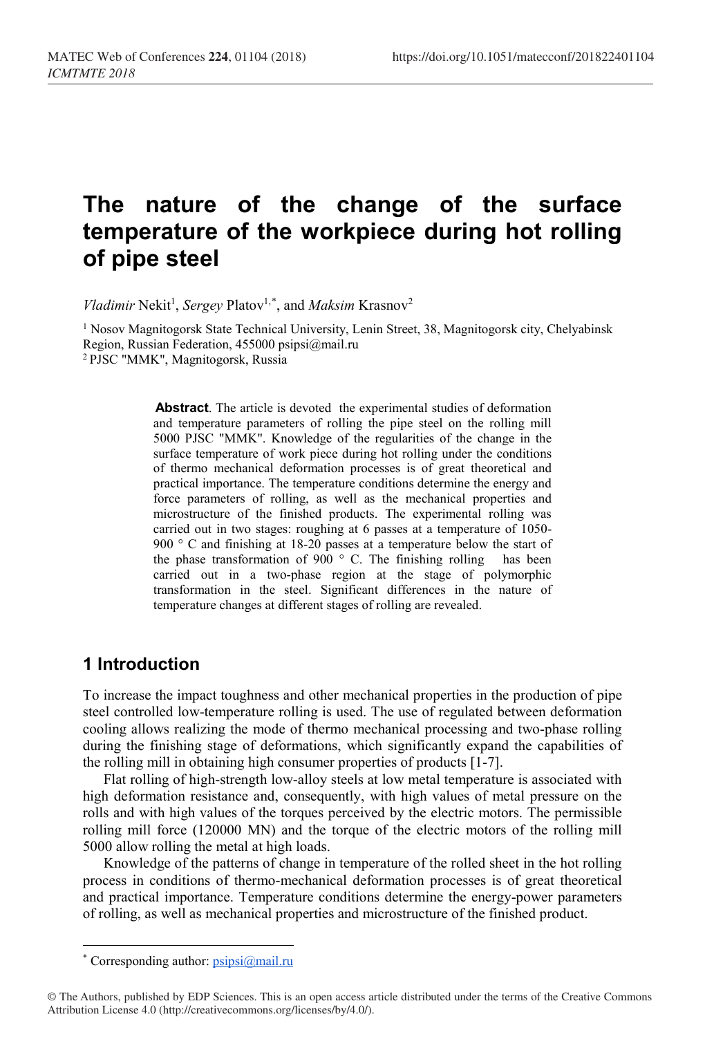# The nature of the change of the surface temperature of the workpiece during hot rolling of pipe steel

*Vladimir* Nekit[1], *Sergey* Platov[1,*], and *Maksim* Krasnov[2]

[1] Nosov Magnitogorsk State Technical University, Lenin Street, 38, Magnitogorsk city, Chelyabinsk Region, Russian Federation, 455000 psipsi@mail.ru

[2] PJSC "MMK", Magnitogorsk, Russia

**Abstract**. The article is devoted the experimental studies of deformation and temperature parameters of rolling the pipe steel on the rolling mill 5000 PJSC "MMK". Knowledge of the regularities of the change in the surface temperature of work piece during hot rolling under the conditions of thermo mechanical deformation processes is of great theoretical and practical importance. The temperature conditions determine the energy and force parameters of rolling, as well as the mechanical properties and microstructure of the finished products. The experimental rolling was carried out in two stages: roughing at 6 passes at a temperature of 1050-900 ° C and finishing at 18-20 passes at a temperature below the start of the phase transformation of 900 ° C. The finishing rolling has been carried out in a two-phase region at the stage of polymorphic transformation in the steel. Significant differences in the nature of temperature changes at different stages of rolling are revealed.

## 1 Introduction

To increase the impact toughness and other mechanical properties in the production of pipe steel controlled low-temperature rolling is used. The use of regulated between deformation cooling allows realizing the mode of thermo mechanical processing and two-phase rolling during the finishing stage of deformations, which significantly expand the capabilities of the rolling mill in obtaining high consumer properties of products [1-7].

Flat rolling of high-strength low-alloy steels at low metal temperature is associated with high deformation resistance and, consequently, with high values of metal pressure on the rolls and with high values of the torques perceived by the electric motors. The permissible rolling mill force (120000 MN) and the torque of the electric motors of the rolling mill 5000 allow rolling the metal at high loads.

Knowledge of the patterns of change in temperature of the rolled sheet in the hot rolling process in conditions of thermo-mechanical deformation processes is of great theoretical and practical importance. Temperature conditions determine the energy-power parameters of rolling, as well as mechanical properties and microstructure of the finished product.

[*] Corresponding author: psipsi@mail.ru

© The Authors, published by EDP Sciences. This is an open access article distributed under the terms of the Creative Commons Attribution License 4.0 (http://creativecommons.org/licenses/by/4.0/).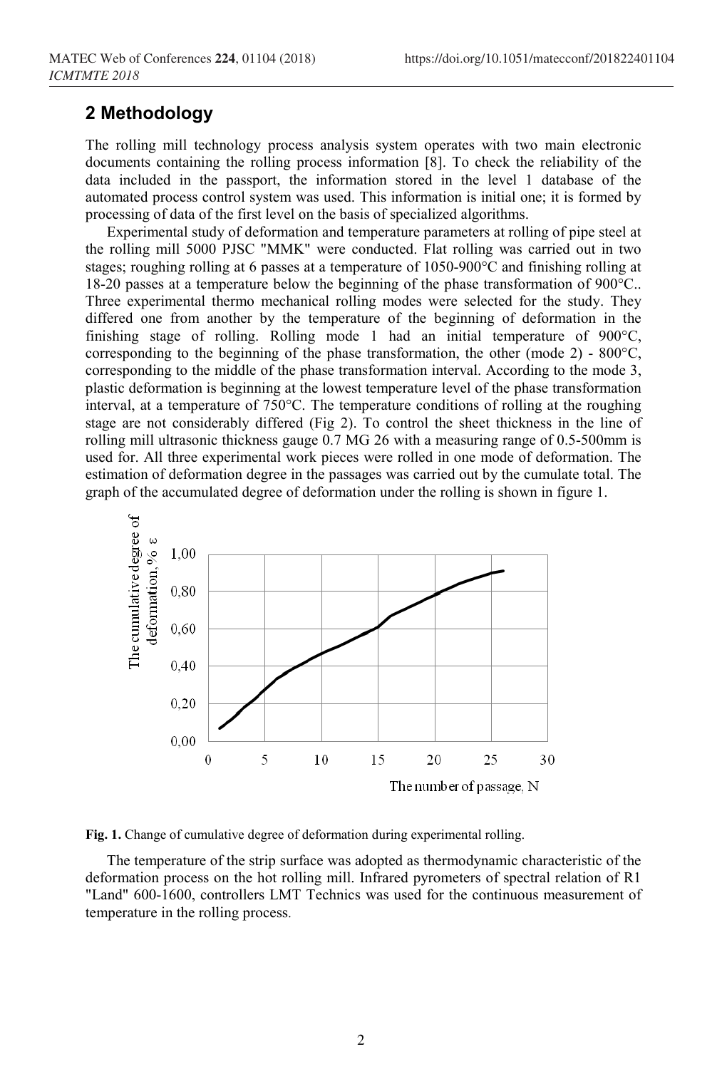## 2 Methodology

The rolling mill technology process analysis system operates with two main electronic documents containing the rolling process information [8]. To check the reliability of the data included in the passport, the information stored in the level 1 database of the automated process control system was used. This information is initial one; it is formed by processing of data of the first level on the basis of specialized algorithms.

Experimental study of deformation and temperature parameters at rolling of pipe steel at the rolling mill 5000 PJSC "MMK" were conducted. Flat rolling was carried out in two stages; roughing rolling at 6 passes at a temperature of 1050-900°C and finishing rolling at 18-20 passes at a temperature below the beginning of the phase transformation of 900°C.. Three experimental thermo mechanical rolling modes were selected for the study. They differed one from another by the temperature of the beginning of deformation in the finishing stage of rolling. Rolling mode 1 had an initial temperature of 900°C, corresponding to the beginning of the phase transformation, the other (mode 2) - 800°C, corresponding to the middle of the phase transformation interval. According to the mode 3, plastic deformation is beginning at the lowest temperature level of the phase transformation interval, at a temperature of 750°C. The temperature conditions of rolling at the roughing stage are not considerably differed (Fig 2). To control the sheet thickness in the line of rolling mill ultrasonic thickness gauge 0.7 MG 26 with a measuring range of 0.5-500mm is used for. All three experimental work pieces were rolled in one mode of deformation. The estimation of deformation degree in the passages was carried out by the cumulate total. The graph of the accumulated degree of deformation under the rolling is shown in figure 1.

**Fig. 1.** Change of cumulative degree of deformation during experimental rolling.

The temperature of the strip surface was adopted as thermodynamic characteristic of the deformation process on the hot rolling mill. Infrared pyrometers of spectral relation of R1 "Land" 600-1600, controllers LMT Technics was used for the continuous measurement of temperature in the rolling process.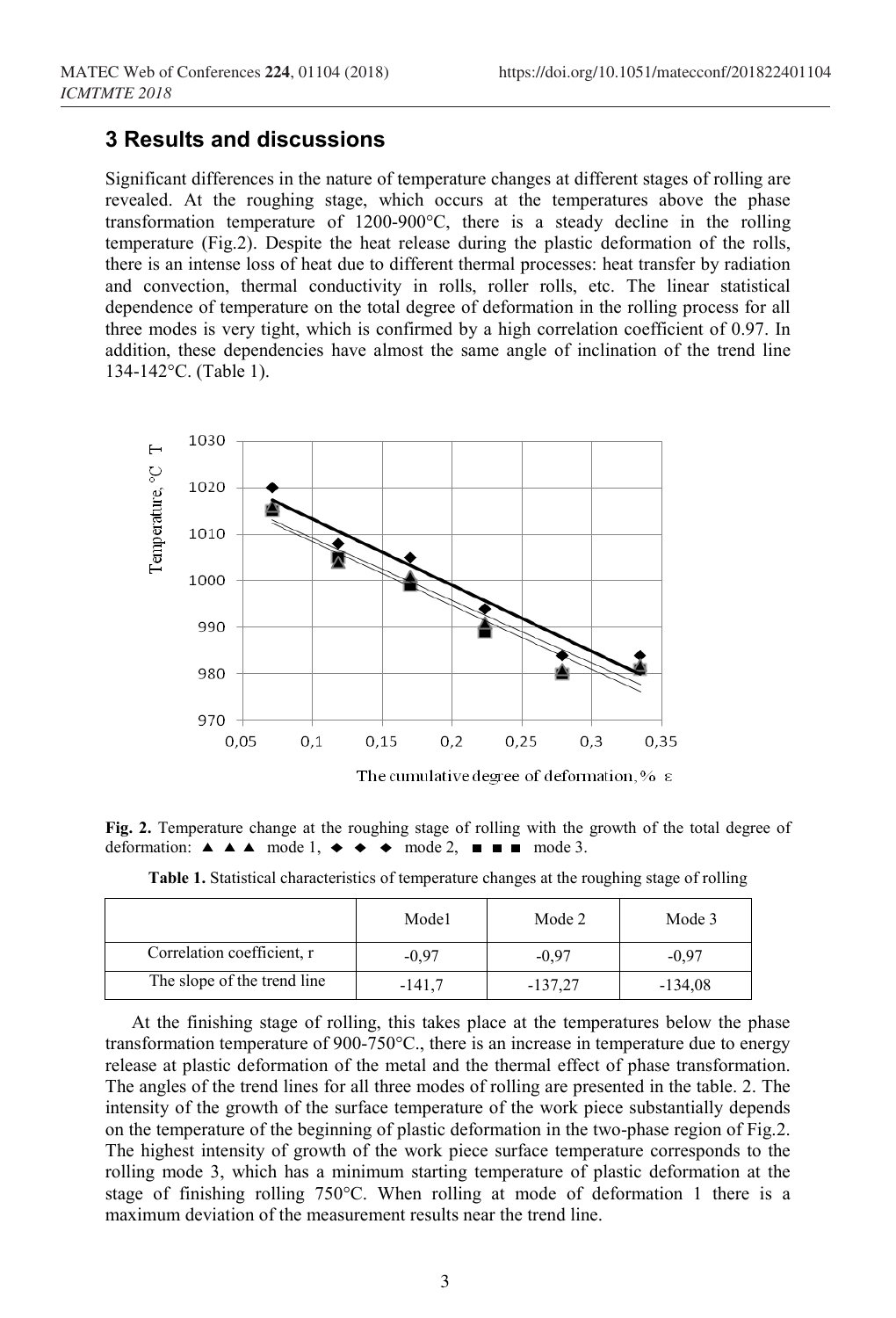## 3 Results and discussions

Significant differences in the nature of temperature changes at different stages of rolling are revealed. At the roughing stage, which occurs at the temperatures above the phase transformation temperature of 1200-900°C, there is a steady decline in the rolling temperature (Fig.2). Despite the heat release during the plastic deformation of the rolls, there is an intense loss of heat due to different thermal processes: heat transfer by radiation and convection, thermal conductivity in rolls, roller rolls, etc. The linear statistical dependence of temperature on the total degree of deformation in the rolling process for all three modes is very tight, which is confirmed by a high correlation coefficient of 0.97. In addition, these dependencies have almost the same angle of inclination of the trend line 134-142°C. (Table 1).

**Fig. 2.** Temperature change at the roughing stage of rolling with the growth of the total degree of deformation: ▲ ▲ ▲ mode 1, ◆ ◆ ◆ mode 2, ■ ■ ■ mode 3.

**Table 1.** Statistical characteristics of temperature changes at the roughing stage of rolling

| | Mode1 | Mode 2 | Mode 3 |
|---|---|---|---|
| Correlation coefficient, r | -0,97 | -0,97 | -0,97 |
| The slope of the trend line | -141,7 | -137,27 | -134,08 |

At the finishing stage of rolling, this takes place at the temperatures below the phase transformation temperature of 900-750°C., there is an increase in temperature due to energy release at plastic deformation of the metal and the thermal effect of phase transformation. The angles of the trend lines for all three modes of rolling are presented in the table. 2. The intensity of the growth of the surface temperature of the work piece substantially depends on the temperature of the beginning of plastic deformation in the two-phase region of Fig.2. The highest intensity of growth of the work piece surface temperature corresponds to the rolling mode 3, which has a minimum starting temperature of plastic deformation at the stage of finishing rolling 750°C. When rolling at mode of deformation 1 there is a maximum deviation of the measurement results near the trend line.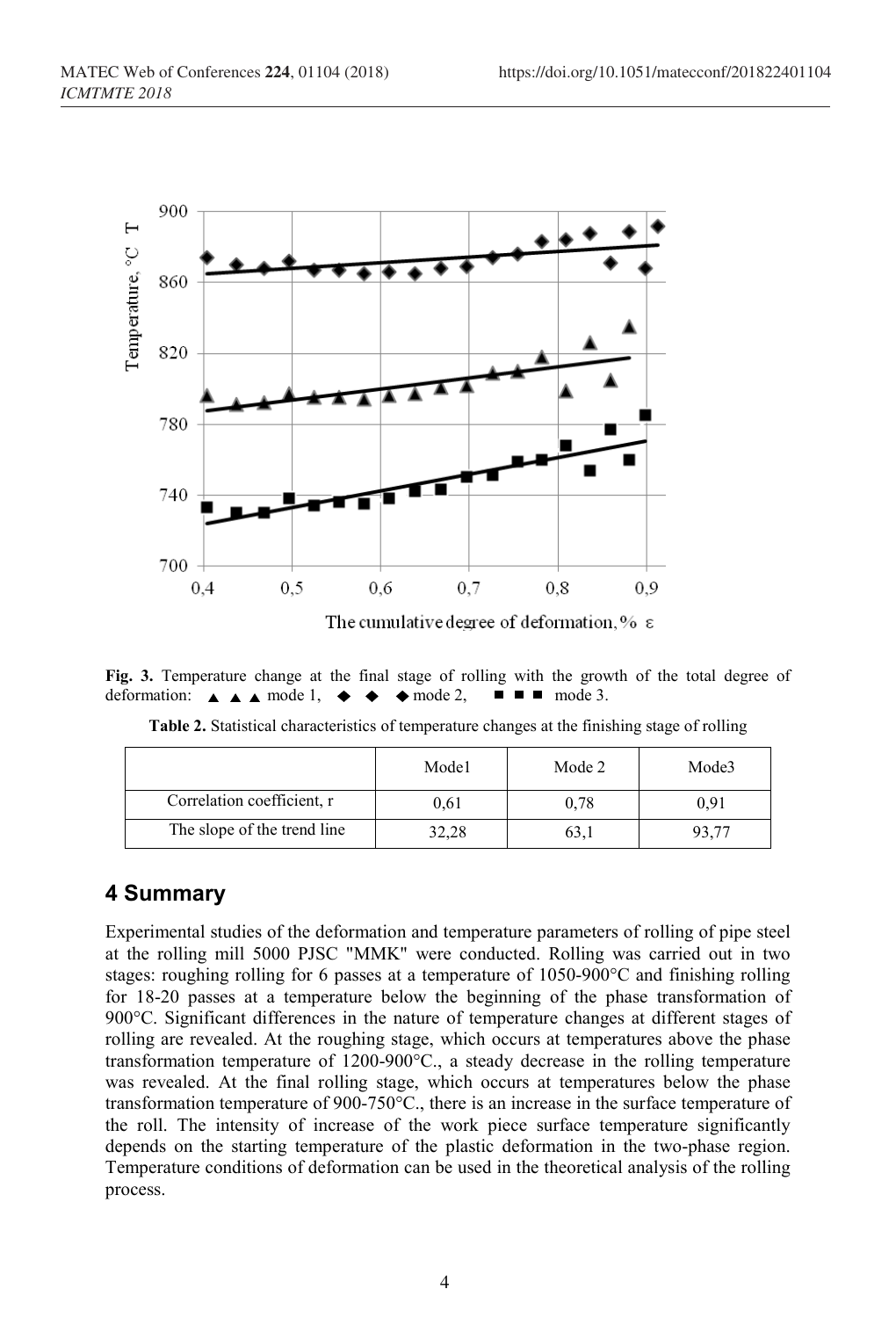Fig. 3. Temperature change at the final stage of rolling with the growth of the total degree of deformation: ▲ ▲ ▲ mode 1, ◆ ◆ ◆ mode 2, ■ ■ ■ mode 3.

**Table 2.** Statistical characteristics of temperature changes at the finishing stage of rolling

| | Mode1 | Mode 2 | Mode3 |
|---|---|---|---|
| Correlation coefficient, r | 0,61 | 0,78 | 0,91 |
| The slope of the trend line | 32,28 | 63,1 | 93,77 |

## 4 Summary

Experimental studies of the deformation and temperature parameters of rolling of pipe steel at the rolling mill 5000 PJSC "MMK" were conducted. Rolling was carried out in two stages: roughing rolling for 6 passes at a temperature of 1050-900°C and finishing rolling for 18-20 passes at a temperature below the beginning of the phase transformation of 900°C. Significant differences in the nature of temperature changes at different stages of rolling are revealed. At the roughing stage, which occurs at temperatures above the phase transformation temperature of 1200-900°C., a steady decrease in the rolling temperature was revealed. At the final rolling stage, which occurs at temperatures below the phase transformation temperature of 900-750°C., there is an increase in the surface temperature of the roll. The intensity of increase of the work piece surface temperature significantly depends on the starting temperature of the plastic deformation in the two-phase region. Temperature conditions of deformation can be used in the theoretical analysis of the rolling process.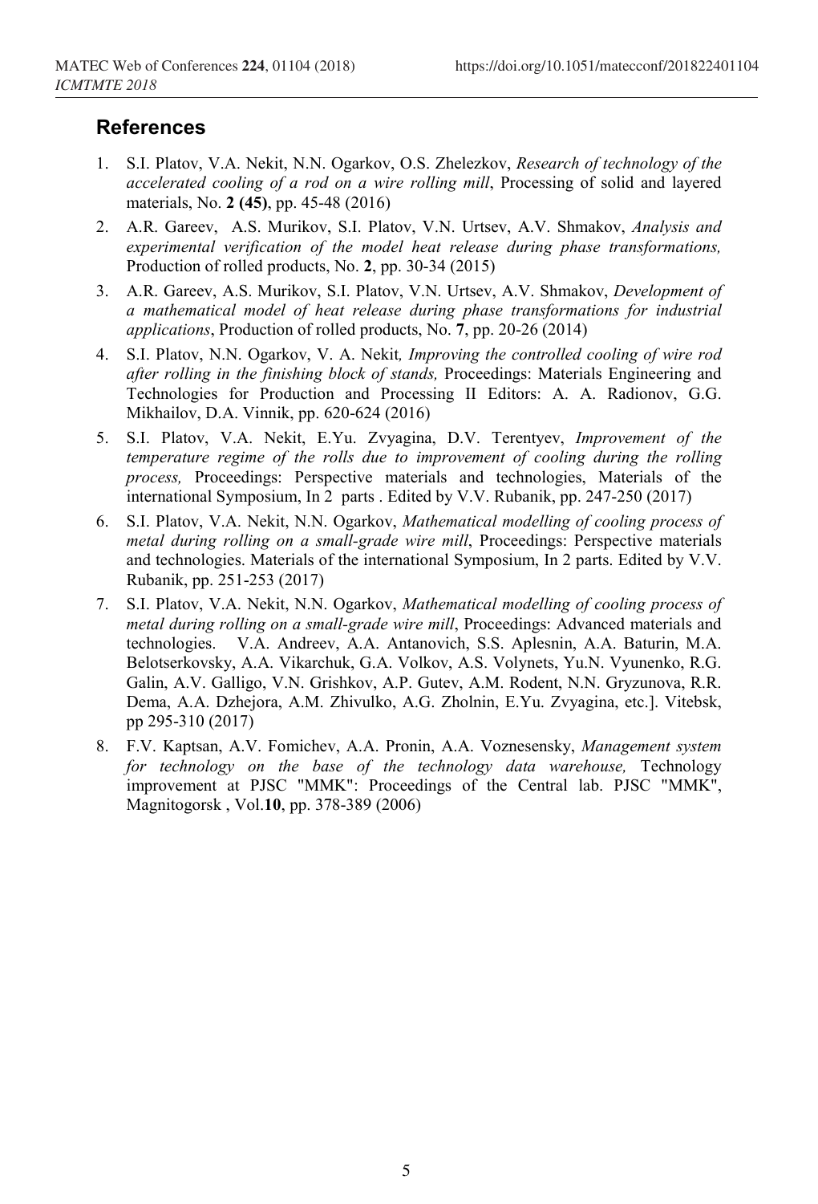## References

1. S.I. Platov, V.A. Nekit, N.N. Ogarkov, O.S. Zhelezkov, *Research of technology of the accelerated cooling of a rod on a wire rolling mill*, Processing of solid and layered materials, No. **2 (45)**, pp. 45-48 (2016)
2. A.R. Gareev, A.S. Murikov, S.I. Platov, V.N. Urtsev, A.V. Shmakov, *Analysis and experimental verification of the model heat release during phase transformations,* Production of rolled products, No. **2**, pp. 30-34 (2015)
3. A.R. Gareev, A.S. Murikov, S.I. Platov, V.N. Urtsev, A.V. Shmakov, *Development of a mathematical model of heat release during phase transformations for industrial applications*, Production of rolled products, No. **7**, pp. 20-26 (2014)
4. S.I. Platov, N.N. Ogarkov, V. A. Nekit*, Improving the controlled cooling of wire rod after rolling in the finishing block of stands,* Proceedings: Materials Engineering and Technologies for Production and Processing II Editors: A. A. Radionov, G.G. Mikhailov, D.A. Vinnik, pp. 620-624 (2016)
5. S.I. Platov, V.A. Nekit, E.Yu. Zvyagina, D.V. Terentyev, *Improvement of the temperature regime of the rolls due to improvement of cooling during the rolling process,* Proceedings: Perspective materials and technologies, Materials of the international Symposium, In 2 parts . Edited by V.V. Rubanik, pp. 247-250 (2017)
6. S.I. Platov, V.A. Nekit, N.N. Ogarkov, *Mathematical modelling of cooling process of metal during rolling on a small-grade wire mill*, Proceedings: Perspective materials and technologies. Materials of the international Symposium, In 2 parts. Edited by V.V. Rubanik, pp. 251-253 (2017)
7. S.I. Platov, V.A. Nekit, N.N. Ogarkov, *Mathematical modelling of cooling process of metal during rolling on a small-grade wire mill*, Proceedings: Advanced materials and technologies. V.A. Andreev, A.A. Antanovich, S.S. Aplesnin, A.A. Baturin, M.A. Belotserkovsky, A.A. Vikarchuk, G.A. Volkov, A.S. Volynets, Yu.N. Vyunenko, R.G. Galin, A.V. Galligo, V.N. Grishkov, A.P. Gutev, A.M. Rodent, N.N. Gryzunova, R.R. Dema, A.A. Dzhejora, A.M. Zhivulko, A.G. Zholnin, E.Yu. Zvyagina, etc.]. Vitebsk, pp 295-310 (2017)
8. F.V. Kaptsan, A.V. Fomichev, A.A. Pronin, A.A. Voznesensky, *Management system for technology on the base of the technology data warehouse,* Technology improvement at PJSC "MMK": Proceedings of the Central lab. PJSC "MMK", Magnitogorsk , Vol.**10**, pp. 378-389 (2006)